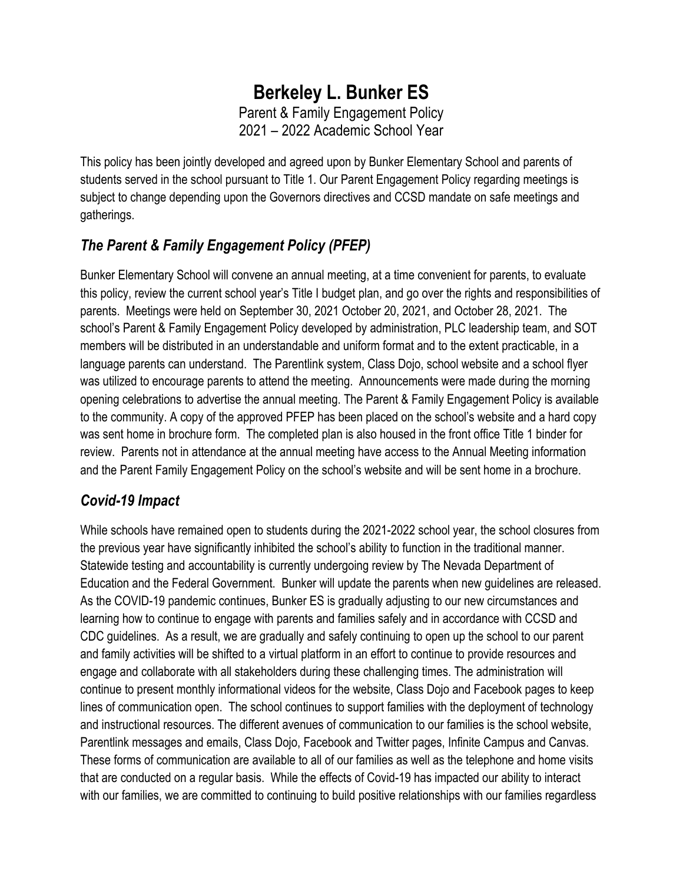# Berkeley L. Bunker ES

Parent & Family Engagement Policy
2021 – 2022 Academic School Year

This policy has been jointly developed and agreed upon by Bunker Elementary School and parents of students served in the school pursuant to Title 1. Our Parent Engagement Policy regarding meetings is subject to change depending upon the Governors directives and CCSD mandate on safe meetings and gatherings.

## *The Parent & Family Engagement Policy (PFEP)*

Bunker Elementary School will convene an annual meeting, at a time convenient for parents, to evaluate this policy, review the current school year's Title I budget plan, and go over the rights and responsibilities of parents. Meetings were held on September 30, 2021 October 20, 2021, and October 28, 2021. The school's Parent & Family Engagement Policy developed by administration, PLC leadership team, and SOT members will be distributed in an understandable and uniform format and to the extent practicable, in a language parents can understand. The Parentlink system, Class Dojo, school website and a school flyer was utilized to encourage parents to attend the meeting. Announcements were made during the morning opening celebrations to advertise the annual meeting. The Parent & Family Engagement Policy is available to the community. A copy of the approved PFEP has been placed on the school's website and a hard copy was sent home in brochure form. The completed plan is also housed in the front office Title 1 binder for review. Parents not in attendance at the annual meeting have access to the Annual Meeting information and the Parent Family Engagement Policy on the school's website and will be sent home in a brochure.

## *Covid-19 Impact*

While schools have remained open to students during the 2021-2022 school year, the school closures from the previous year have significantly inhibited the school's ability to function in the traditional manner. Statewide testing and accountability is currently undergoing review by The Nevada Department of Education and the Federal Government. Bunker will update the parents when new guidelines are released. As the COVID-19 pandemic continues, Bunker ES is gradually adjusting to our new circumstances and learning how to continue to engage with parents and families safely and in accordance with CCSD and CDC guidelines. As a result, we are gradually and safely continuing to open up the school to our parent and family activities will be shifted to a virtual platform in an effort to continue to provide resources and engage and collaborate with all stakeholders during these challenging times. The administration will continue to present monthly informational videos for the website, Class Dojo and Facebook pages to keep lines of communication open. The school continues to support families with the deployment of technology and instructional resources. The different avenues of communication to our families is the school website, Parentlink messages and emails, Class Dojo, Facebook and Twitter pages, Infinite Campus and Canvas. These forms of communication are available to all of our families as well as the telephone and home visits that are conducted on a regular basis. While the effects of Covid-19 has impacted our ability to interact with our families, we are committed to continuing to build positive relationships with our families regardless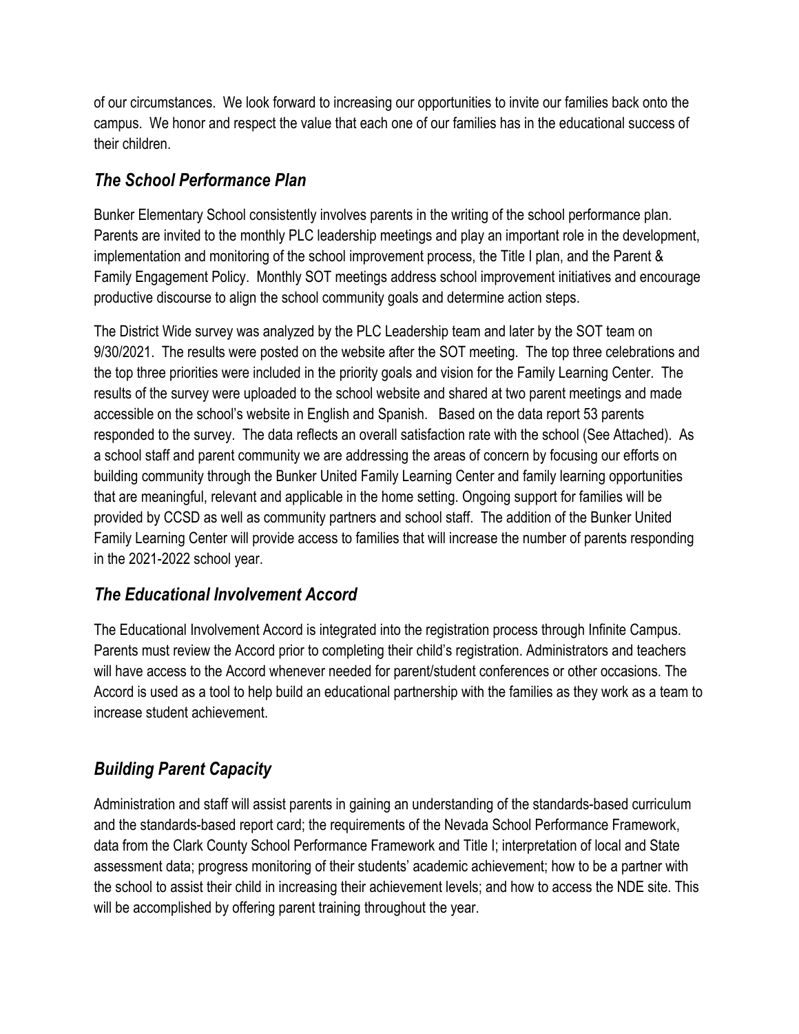of our circumstances. We look forward to increasing our opportunities to invite our families back onto the campus. We honor and respect the value that each one of our families has in the educational success of their children.

## *The School Performance Plan*

Bunker Elementary School consistently involves parents in the writing of the school performance plan. Parents are invited to the monthly PLC leadership meetings and play an important role in the development, implementation and monitoring of the school improvement process, the Title I plan, and the Parent & Family Engagement Policy. Monthly SOT meetings address school improvement initiatives and encourage productive discourse to align the school community goals and determine action steps.

The District Wide survey was analyzed by the PLC Leadership team and later by the SOT team on 9/30/2021. The results were posted on the website after the SOT meeting. The top three celebrations and the top three priorities were included in the priority goals and vision for the Family Learning Center. The results of the survey were uploaded to the school website and shared at two parent meetings and made accessible on the school's website in English and Spanish. Based on the data report 53 parents responded to the survey. The data reflects an overall satisfaction rate with the school (See Attached). As a school staff and parent community we are addressing the areas of concern by focusing our efforts on building community through the Bunker United Family Learning Center and family learning opportunities that are meaningful, relevant and applicable in the home setting. Ongoing support for families will be provided by CCSD as well as community partners and school staff. The addition of the Bunker United Family Learning Center will provide access to families that will increase the number of parents responding in the 2021-2022 school year.

## *The Educational Involvement Accord*

The Educational Involvement Accord is integrated into the registration process through Infinite Campus. Parents must review the Accord prior to completing their child's registration. Administrators and teachers will have access to the Accord whenever needed for parent/student conferences or other occasions. The Accord is used as a tool to help build an educational partnership with the families as they work as a team to increase student achievement.

## *Building Parent Capacity*

Administration and staff will assist parents in gaining an understanding of the standards-based curriculum and the standards-based report card; the requirements of the Nevada School Performance Framework, data from the Clark County School Performance Framework and Title I; interpretation of local and State assessment data; progress monitoring of their students' academic achievement; how to be a partner with the school to assist their child in increasing their achievement levels; and how to access the NDE site. This will be accomplished by offering parent training throughout the year.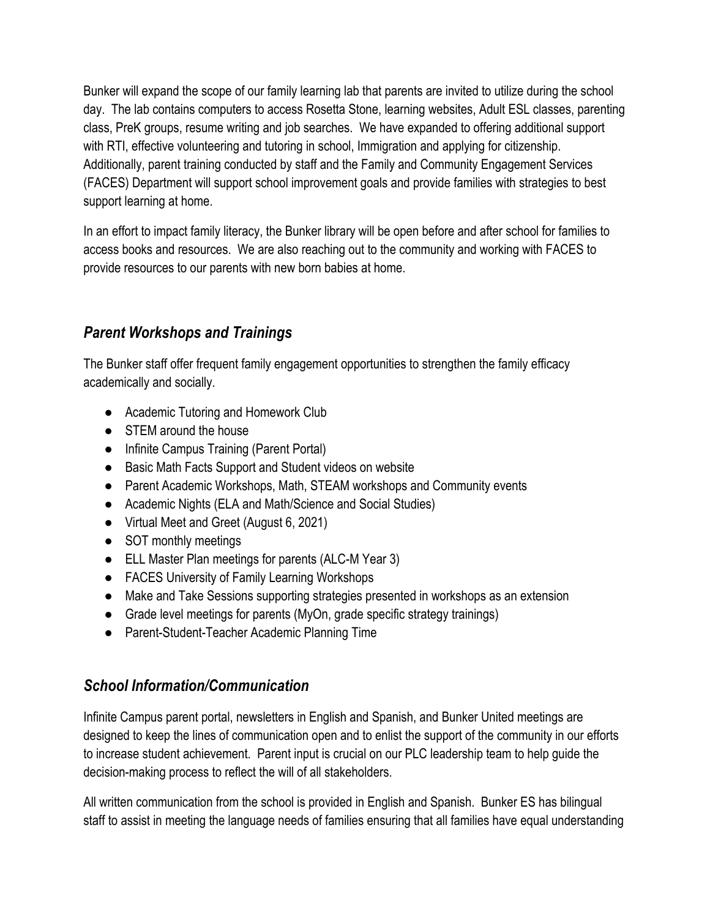Bunker will expand the scope of our family learning lab that parents are invited to utilize during the school day. The lab contains computers to access Rosetta Stone, learning websites, Adult ESL classes, parenting class, PreK groups, resume writing and job searches. We have expanded to offering additional support with RTI, effective volunteering and tutoring in school, Immigration and applying for citizenship. Additionally, parent training conducted by staff and the Family and Community Engagement Services (FACES) Department will support school improvement goals and provide families with strategies to best support learning at home.

In an effort to impact family literacy, the Bunker library will be open before and after school for families to access books and resources. We are also reaching out to the community and working with FACES to provide resources to our parents with new born babies at home.

## *Parent Workshops and Trainings*

The Bunker staff offer frequent family engagement opportunities to strengthen the family efficacy academically and socially.

- Academic Tutoring and Homework Club
- STEM around the house
- Infinite Campus Training (Parent Portal)
- Basic Math Facts Support and Student videos on website
- Parent Academic Workshops, Math, STEAM workshops and Community events
- Academic Nights (ELA and Math/Science and Social Studies)
- Virtual Meet and Greet (August 6, 2021)
- SOT monthly meetings
- ELL Master Plan meetings for parents (ALC-M Year 3)
- FACES University of Family Learning Workshops
- Make and Take Sessions supporting strategies presented in workshops as an extension
- Grade level meetings for parents (MyOn, grade specific strategy trainings)
- Parent-Student-Teacher Academic Planning Time

## *School Information/Communication*

Infinite Campus parent portal, newsletters in English and Spanish, and Bunker United meetings are designed to keep the lines of communication open and to enlist the support of the community in our efforts to increase student achievement. Parent input is crucial on our PLC leadership team to help guide the decision-making process to reflect the will of all stakeholders.

All written communication from the school is provided in English and Spanish. Bunker ES has bilingual staff to assist in meeting the language needs of families ensuring that all families have equal understanding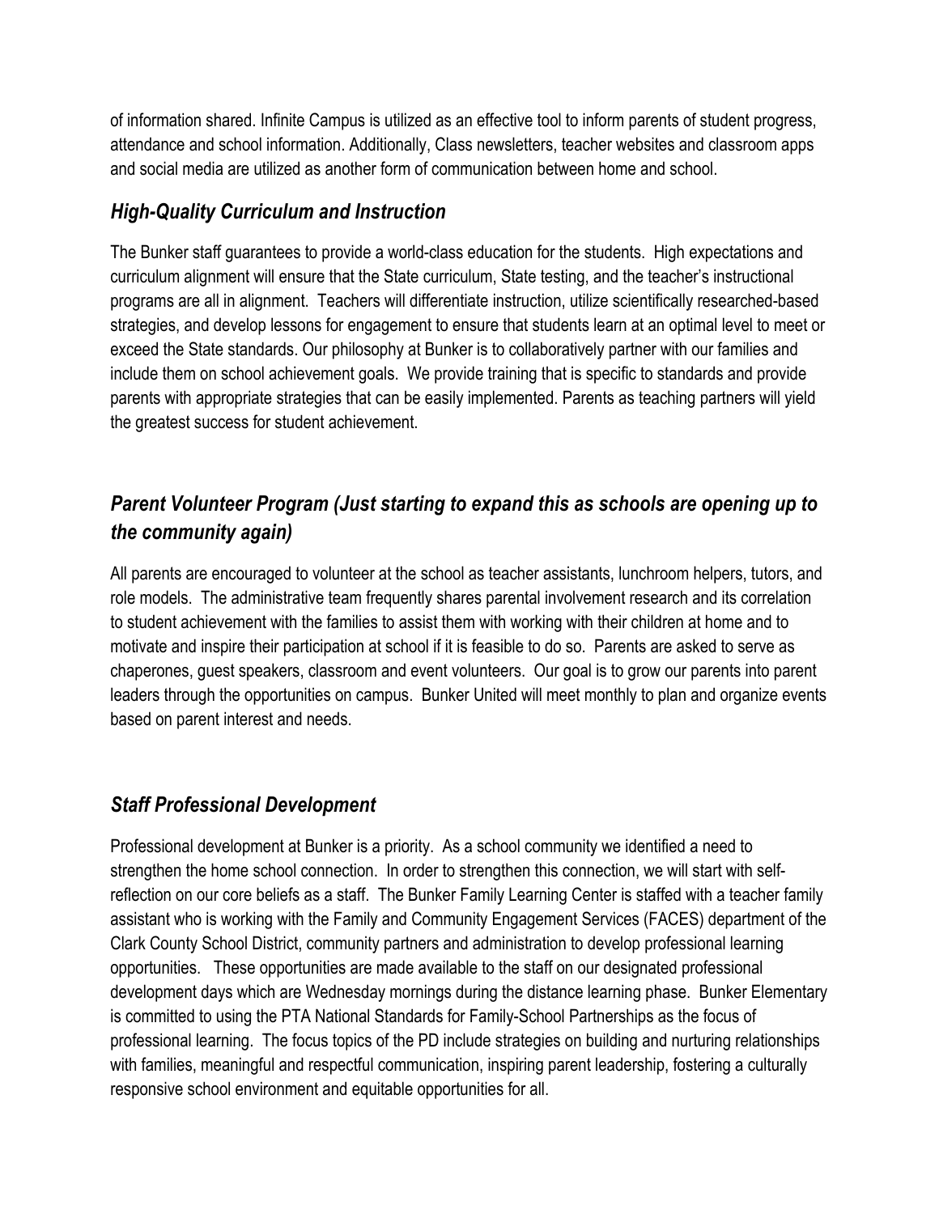of information shared. Infinite Campus is utilized as an effective tool to inform parents of student progress, attendance and school information. Additionally, Class newsletters, teacher websites and classroom apps and social media are utilized as another form of communication between home and school.

### *High-Quality Curriculum and Instruction*

The Bunker staff guarantees to provide a world-class education for the students. High expectations and curriculum alignment will ensure that the State curriculum, State testing, and the teacher's instructional programs are all in alignment. Teachers will differentiate instruction, utilize scientifically researched-based strategies, and develop lessons for engagement to ensure that students learn at an optimal level to meet or exceed the State standards. Our philosophy at Bunker is to collaboratively partner with our families and include them on school achievement goals. We provide training that is specific to standards and provide parents with appropriate strategies that can be easily implemented. Parents as teaching partners will yield the greatest success for student achievement.

### *Parent Volunteer Program (Just starting to expand this as schools are opening up to the community again)*

All parents are encouraged to volunteer at the school as teacher assistants, lunchroom helpers, tutors, and role models. The administrative team frequently shares parental involvement research and its correlation to student achievement with the families to assist them with working with their children at home and to motivate and inspire their participation at school if it is feasible to do so. Parents are asked to serve as chaperones, guest speakers, classroom and event volunteers. Our goal is to grow our parents into parent leaders through the opportunities on campus. Bunker United will meet monthly to plan and organize events based on parent interest and needs.

### *Staff Professional Development*

Professional development at Bunker is a priority. As a school community we identified a need to strengthen the home school connection. In order to strengthen this connection, we will start with self-reflection on our core beliefs as a staff. The Bunker Family Learning Center is staffed with a teacher family assistant who is working with the Family and Community Engagement Services (FACES) department of the Clark County School District, community partners and administration to develop professional learning opportunities. These opportunities are made available to the staff on our designated professional development days which are Wednesday mornings during the distance learning phase. Bunker Elementary is committed to using the PTA National Standards for Family-School Partnerships as the focus of professional learning. The focus topics of the PD include strategies on building and nurturing relationships with families, meaningful and respectful communication, inspiring parent leadership, fostering a culturally responsive school environment and equitable opportunities for all.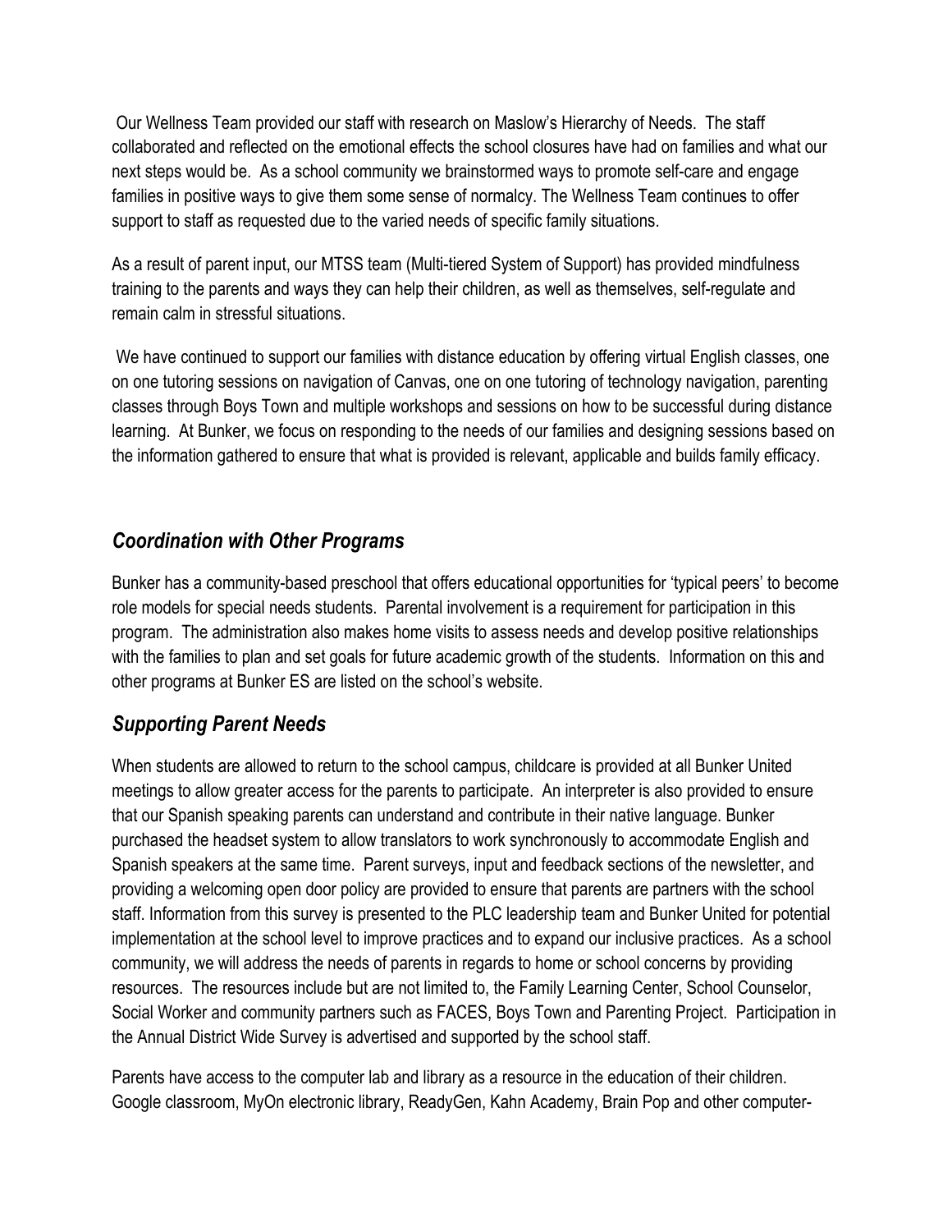Our Wellness Team provided our staff with research on Maslow's Hierarchy of Needs. The staff collaborated and reflected on the emotional effects the school closures have had on families and what our next steps would be. As a school community we brainstormed ways to promote self-care and engage families in positive ways to give them some sense of normalcy. The Wellness Team continues to offer support to staff as requested due to the varied needs of specific family situations.

As a result of parent input, our MTSS team (Multi-tiered System of Support) has provided mindfulness training to the parents and ways they can help their children, as well as themselves, self-regulate and remain calm in stressful situations.

We have continued to support our families with distance education by offering virtual English classes, one on one tutoring sessions on navigation of Canvas, one on one tutoring of technology navigation, parenting classes through Boys Town and multiple workshops and sessions on how to be successful during distance learning. At Bunker, we focus on responding to the needs of our families and designing sessions based on the information gathered to ensure that what is provided is relevant, applicable and builds family efficacy.

## *Coordination with Other Programs*

Bunker has a community-based preschool that offers educational opportunities for 'typical peers' to become role models for special needs students. Parental involvement is a requirement for participation in this program. The administration also makes home visits to assess needs and develop positive relationships with the families to plan and set goals for future academic growth of the students. Information on this and other programs at Bunker ES are listed on the school's website.

## *Supporting Parent Needs*

When students are allowed to return to the school campus, childcare is provided at all Bunker United meetings to allow greater access for the parents to participate. An interpreter is also provided to ensure that our Spanish speaking parents can understand and contribute in their native language. Bunker purchased the headset system to allow translators to work synchronously to accommodate English and Spanish speakers at the same time. Parent surveys, input and feedback sections of the newsletter, and providing a welcoming open door policy are provided to ensure that parents are partners with the school staff. Information from this survey is presented to the PLC leadership team and Bunker United for potential implementation at the school level to improve practices and to expand our inclusive practices. As a school community, we will address the needs of parents in regards to home or school concerns by providing resources. The resources include but are not limited to, the Family Learning Center, School Counselor, Social Worker and community partners such as FACES, Boys Town and Parenting Project. Participation in the Annual District Wide Survey is advertised and supported by the school staff.

Parents have access to the computer lab and library as a resource in the education of their children. Google classroom, MyOn electronic library, ReadyGen, Kahn Academy, Brain Pop and other computer-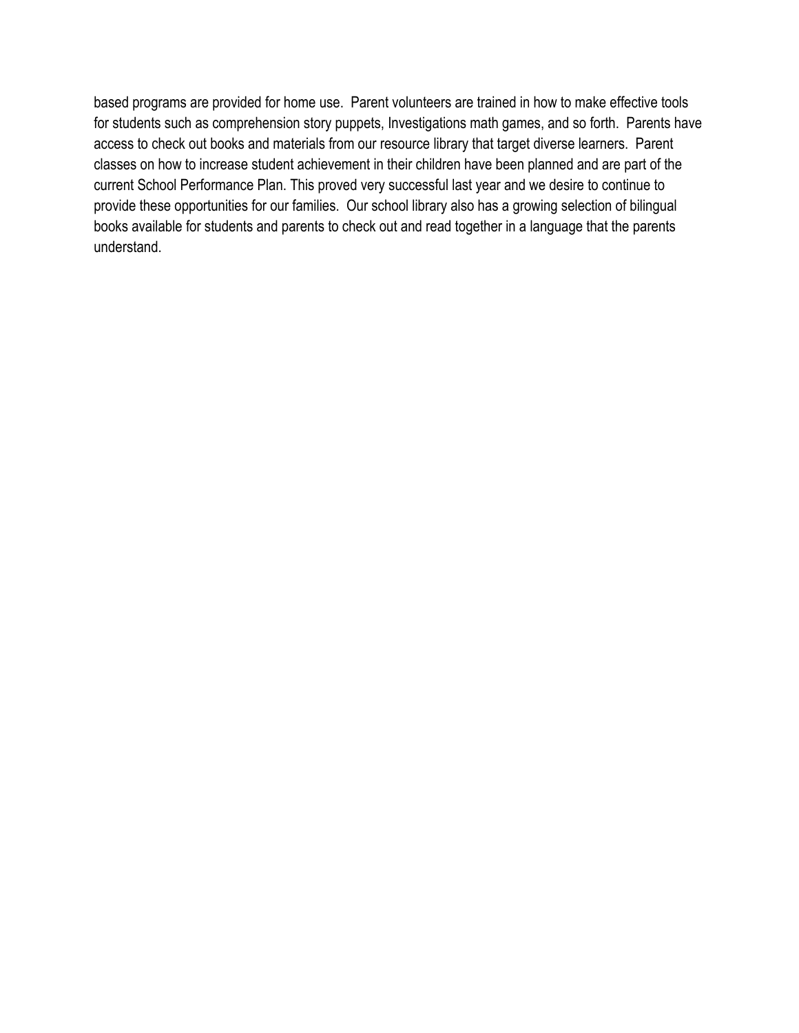based programs are provided for home use. Parent volunteers are trained in how to make effective tools for students such as comprehension story puppets, Investigations math games, and so forth. Parents have access to check out books and materials from our resource library that target diverse learners. Parent classes on how to increase student achievement in their children have been planned and are part of the current School Performance Plan. This proved very successful last year and we desire to continue to provide these opportunities for our families. Our school library also has a growing selection of bilingual books available for students and parents to check out and read together in a language that the parents understand.